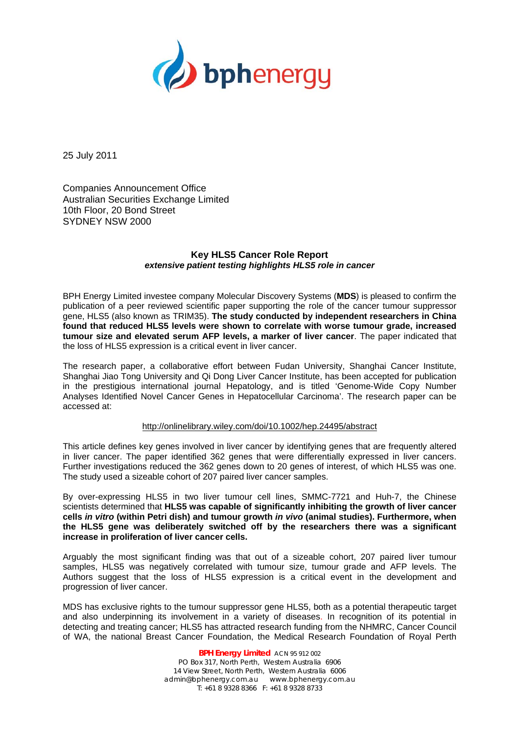25 July 2011

Companies Announcement Office
Australian Securities Exchange Limited
10th Floor, 20 Bond Street
SYDNEY NSW 2000

## Key HLS5 Cancer Role Report

***extensive patient testing highlights HLS5 role in cancer***

BPH Energy Limited investee company Molecular Discovery Systems (**MDS**) is pleased to confirm the publication of a peer reviewed scientific paper supporting the role of the cancer tumour suppressor gene, HLS5 (also known as TRIM35). **The study conducted by independent researchers in China found that reduced HLS5 levels were shown to correlate with worse tumour grade, increased tumour size and elevated serum AFP levels, a marker of liver cancer**. The paper indicated that the loss of HLS5 expression is a critical event in liver cancer.

The research paper, a collaborative effort between Fudan University, Shanghai Cancer Institute, Shanghai Jiao Tong University and Qi Dong Liver Cancer Institute, has been accepted for publication in the prestigious international journal Hepatology, and is titled 'Genome-Wide Copy Number Analyses Identified Novel Cancer Genes in Hepatocellular Carcinoma'. The research paper can be accessed at:

http://onlinelibrary.wiley.com/doi/10.1002/hep.24495/abstract

This article defines key genes involved in liver cancer by identifying genes that are frequently altered in liver cancer. The paper identified 362 genes that were differentially expressed in liver cancers. Further investigations reduced the 362 genes down to 20 genes of interest, of which HLS5 was one. The study used a sizeable cohort of 207 paired liver cancer samples.

By over-expressing HLS5 in two liver tumour cell lines, SMMC-7721 and Huh-7, the Chinese scientists determined that **HLS5 was capable of significantly inhibiting the growth of liver cancer cells *in vitro* (within Petri dish) and tumour growth *in vivo* (animal studies). Furthermore, when the HLS5 gene was deliberately switched off by the researchers there was a significant increase in proliferation of liver cancer cells.**

Arguably the most significant finding was that out of a sizeable cohort, 207 paired liver tumour samples, HLS5 was negatively correlated with tumour size, tumour grade and AFP levels. The Authors suggest that the loss of HLS5 expression is a critical event in the development and progression of liver cancer.

MDS has exclusive rights to the tumour suppressor gene HLS5, both as a potential therapeutic target and also underpinning its involvement in a variety of diseases. In recognition of its potential in detecting and treating cancer; HLS5 has attracted research funding from the NHMRC, Cancer Council of WA, the national Breast Cancer Foundation, the Medical Research Foundation of Royal Perth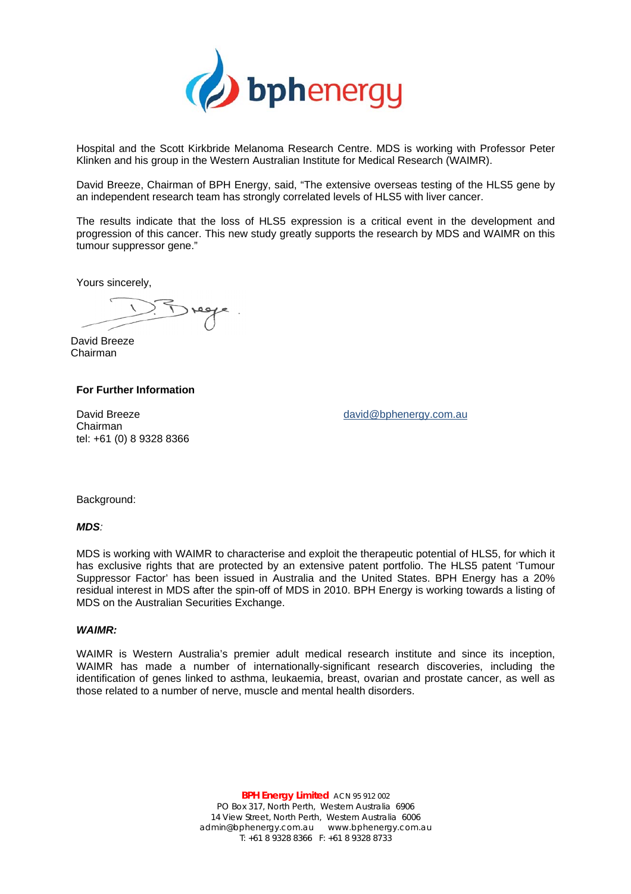Hospital and the Scott Kirkbride Melanoma Research Centre. MDS is working with Professor Peter Klinken and his group in the Western Australian Institute for Medical Research (WAIMR).

David Breeze, Chairman of BPH Energy, said, "The extensive overseas testing of the HLS5 gene by an independent research team has strongly correlated levels of HLS5 with liver cancer.

The results indicate that the loss of HLS5 expression is a critical event in the development and progression of this cancer. This new study greatly supports the research by MDS and WAIMR on this tumour suppressor gene."

Yours sincerely,

David Breeze
Chairman

**For Further Information**

David Breeze
Chairman
tel: +61 (0) 8 9328 8366

david@bphenergy.com.au

Background:

***MDS:***

MDS is working with WAIMR to characterise and exploit the therapeutic potential of HLS5, for which it has exclusive rights that are protected by an extensive patent portfolio. The HLS5 patent 'Tumour Suppressor Factor' has been issued in Australia and the United States. BPH Energy has a 20% residual interest in MDS after the spin-off of MDS in 2010. BPH Energy is working towards a listing of MDS on the Australian Securities Exchange.

***WAIMR:***

WAIMR is Western Australia's premier adult medical research institute and since its inception, WAIMR has made a number of internationally-significant research discoveries, including the identification of genes linked to asthma, leukaemia, breast, ovarian and prostate cancer, as well as those related to a number of nerve, muscle and mental health disorders.

**BPH Energy Limited** ACN 95 912 002
PO Box 317, North Perth, Western Australia 6906
14 View Street, North Perth, Western Australia 6006
admin@bphenergy.com.au www.bphenergy.com.au
T: +61 8 9328 8366 F: +61 8 9328 8733